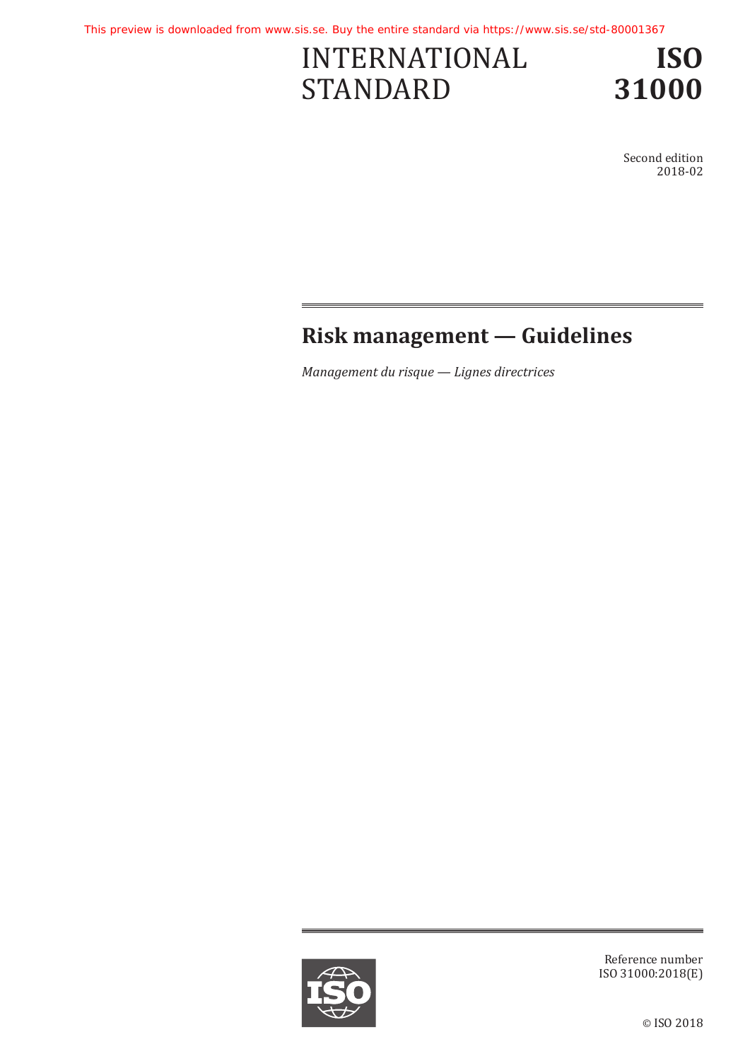This preview is downloaded from www.sis.se. Buy the entire standard via https://www.sis.se/std-80001367

# INTERNATIONAL STANDARD

# ISO 31000

Second edition
2018-02

## Risk management — Guidelines

*Management du risque — Lignes directrices*

Reference number
ISO 31000:2018(E)

© ISO 2018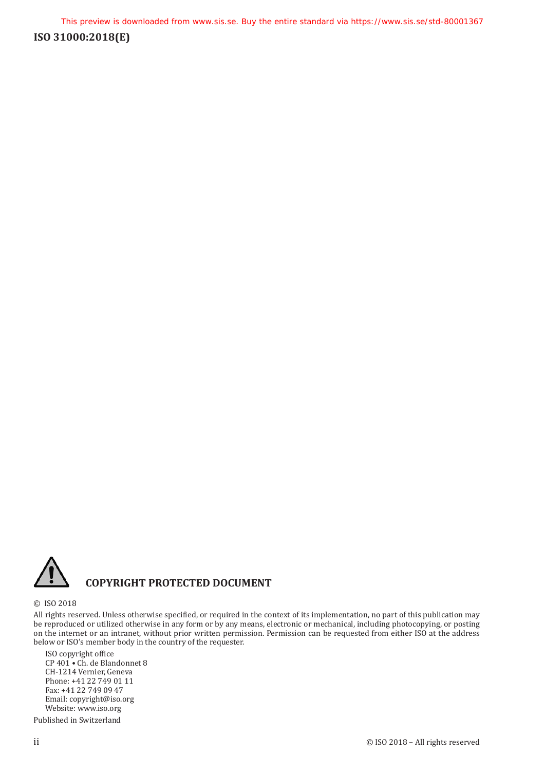## COPYRIGHT PROTECTED DOCUMENT

© ISO 2018

All rights reserved. Unless otherwise specified, or required in the context of its implementation, no part of this publication may be reproduced or utilized otherwise in any form or by any means, electronic or mechanical, including photocopying, or posting on the internet or an intranet, without prior written permission. Permission can be requested from either ISO at the address below or ISO's member body in the country of the requester.

ISO copyright office
CP 401 • Ch. de Blandonnet 8
CH-1214 Vernier, Geneva
Phone: +41 22 749 01 11
Fax: +41 22 749 09 47
Email: copyright@iso.org
Website: www.iso.org

Published in Switzerland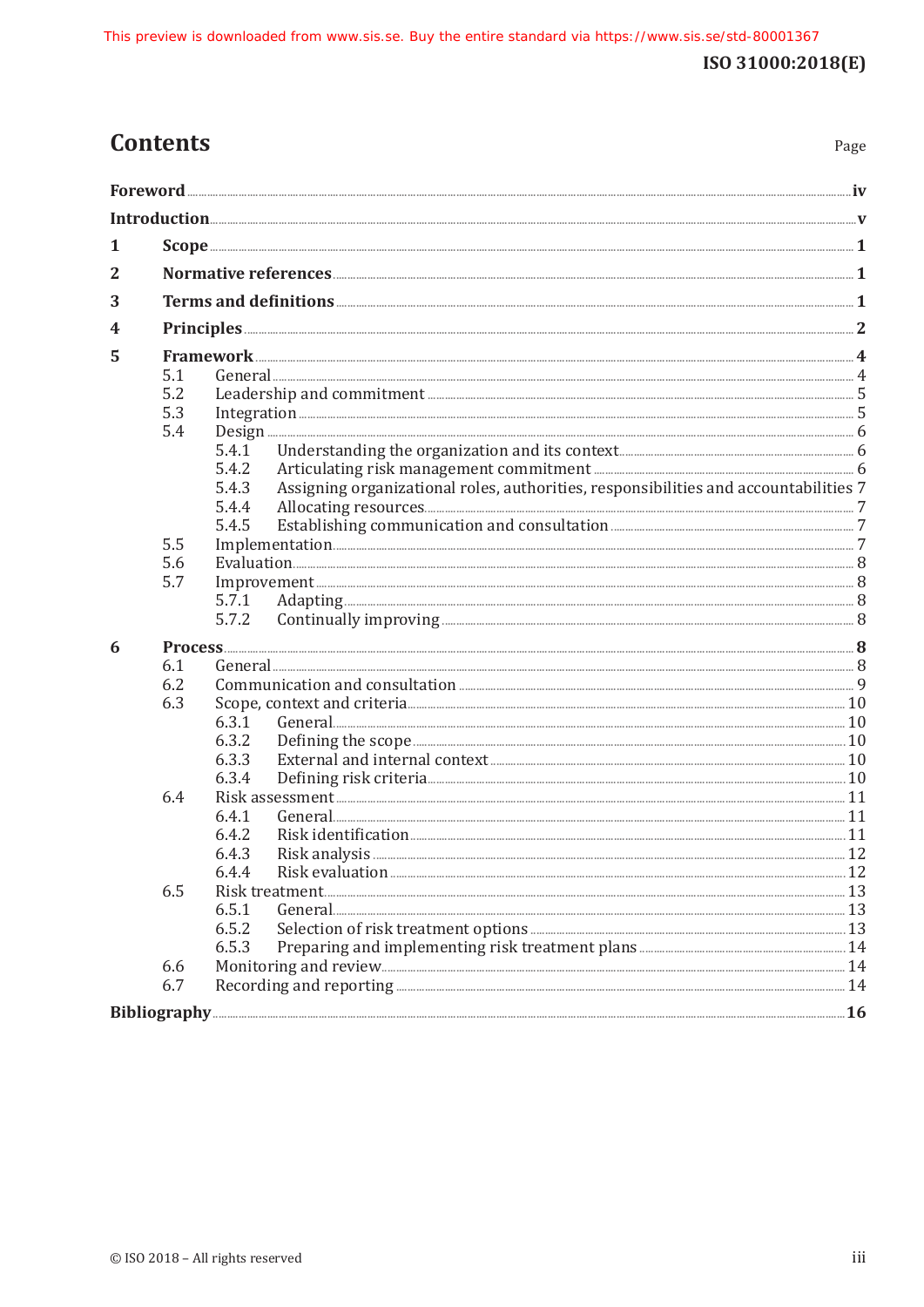# Contents

| | | Page |
|---|---|---|
| **Foreword** | | **iv** |
| **Introduction** | | **v** |
| **1** | **Scope** | **1** |
| **2** | **Normative references** | **1** |
| **3** | **Terms and definitions** | **1** |
| **4** | **Principles** | **2** |
| **5** | **Framework** | **4** |
| 5.1 | General | 4 |
| 5.2 | Leadership and commitment | 5 |
| 5.3 | Integration | 5 |
| 5.4 | Design | 6 |
| 5.4.1 | Understanding the organization and its context | 6 |
| 5.4.2 | Articulating risk management commitment | 6 |
| 5.4.3 | Assigning organizational roles, authorities, responsibilities and accountabilities | 7 |
| 5.4.4 | Allocating resources | 7 |
| 5.4.5 | Establishing communication and consultation | 7 |
| 5.5 | Implementation | 7 |
| 5.6 | Evaluation | 8 |
| 5.7 | Improvement | 8 |
| 5.7.1 | Adapting | 8 |
| 5.7.2 | Continually improving | 8 |
| **6** | **Process** | **8** |
| 6.1 | General | 8 |
| 6.2 | Communication and consultation | 9 |
| 6.3 | Scope, context and criteria | 10 |
| 6.3.1 | General | 10 |
| 6.3.2 | Defining the scope | 10 |
| 6.3.3 | External and internal context | 10 |
| 6.3.4 | Defining risk criteria | 10 |
| 6.4 | Risk assessment | 11 |
| 6.4.1 | General | 11 |
| 6.4.2 | Risk identification | 11 |
| 6.4.3 | Risk analysis | 12 |
| 6.4.4 | Risk evaluation | 12 |
| 6.5 | Risk treatment | 13 |
| 6.5.1 | General | 13 |
| 6.5.2 | Selection of risk treatment options | 13 |
| 6.5.3 | Preparing and implementing risk treatment plans | 14 |
| 6.6 | Monitoring and review | 14 |
| 6.7 | Recording and reporting | 14 |
| **Bibliography** | | **16** |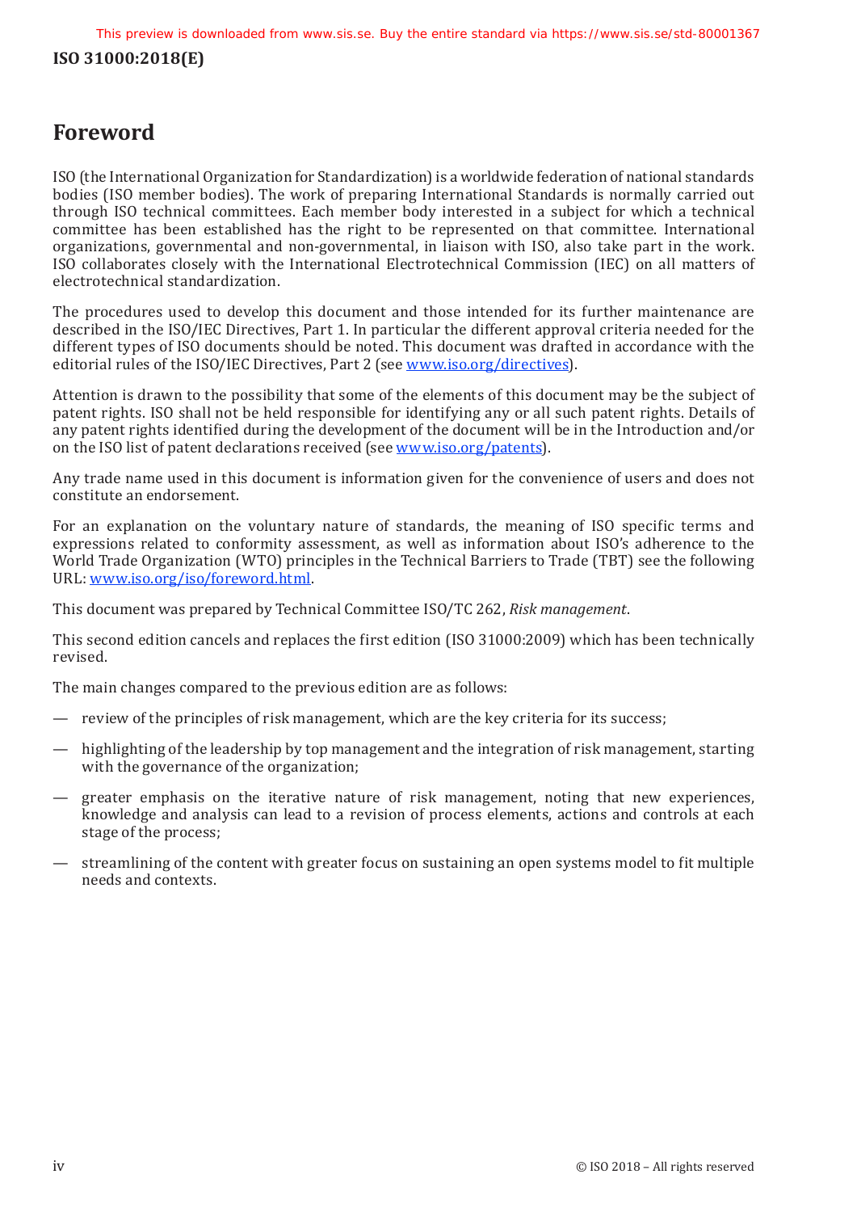# Foreword

ISO (the International Organization for Standardization) is a worldwide federation of national standards bodies (ISO member bodies). The work of preparing International Standards is normally carried out through ISO technical committees. Each member body interested in a subject for which a technical committee has been established has the right to be represented on that committee. International organizations, governmental and non-governmental, in liaison with ISO, also take part in the work. ISO collaborates closely with the International Electrotechnical Commission (IEC) on all matters of electrotechnical standardization.

The procedures used to develop this document and those intended for its further maintenance are described in the ISO/IEC Directives, Part 1. In particular the different approval criteria needed for the different types of ISO documents should be noted. This document was drafted in accordance with the editorial rules of the ISO/IEC Directives, Part 2 (see www.iso.org/directives).

Attention is drawn to the possibility that some of the elements of this document may be the subject of patent rights. ISO shall not be held responsible for identifying any or all such patent rights. Details of any patent rights identified during the development of the document will be in the Introduction and/or on the ISO list of patent declarations received (see www.iso.org/patents).

Any trade name used in this document is information given for the convenience of users and does not constitute an endorsement.

For an explanation on the voluntary nature of standards, the meaning of ISO specific terms and expressions related to conformity assessment, as well as information about ISO's adherence to the World Trade Organization (WTO) principles in the Technical Barriers to Trade (TBT) see the following URL: www.iso.org/iso/foreword.html.

This document was prepared by Technical Committee ISO/TC 262, *Risk management*.

This second edition cancels and replaces the first edition (ISO 31000:2009) which has been technically revised.

The main changes compared to the previous edition are as follows:

— review of the principles of risk management, which are the key criteria for its success;

— highlighting of the leadership by top management and the integration of risk management, starting with the governance of the organization;

— greater emphasis on the iterative nature of risk management, noting that new experiences, knowledge and analysis can lead to a revision of process elements, actions and controls at each stage of the process;

— streamlining of the content with greater focus on sustaining an open systems model to fit multiple needs and contexts.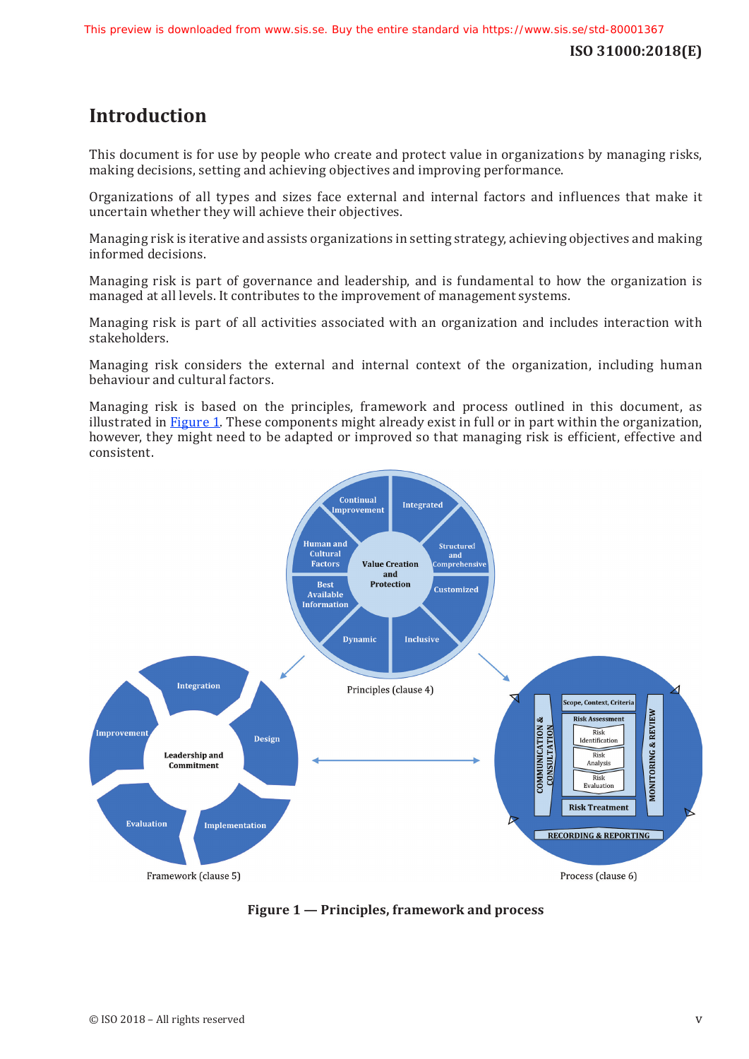# Introduction

This document is for use by people who create and protect value in organizations by managing risks, making decisions, setting and achieving objectives and improving performance.

Organizations of all types and sizes face external and internal factors and influences that make it uncertain whether they will achieve their objectives.

Managing risk is iterative and assists organizations in setting strategy, achieving objectives and making informed decisions.

Managing risk is part of governance and leadership, and is fundamental to how the organization is managed at all levels. It contributes to the improvement of management systems.

Managing risk is part of all activities associated with an organization and includes interaction with stakeholders.

Managing risk considers the external and internal context of the organization, including human behaviour and cultural factors.

Managing risk is based on the principles, framework and process outlined in this document, as illustrated in Figure 1. These components might already exist in full or in part within the organization, however, they might need to be adapted or improved so that managing risk is efficient, effective and consistent.

**Figure 1 — Principles, framework and process**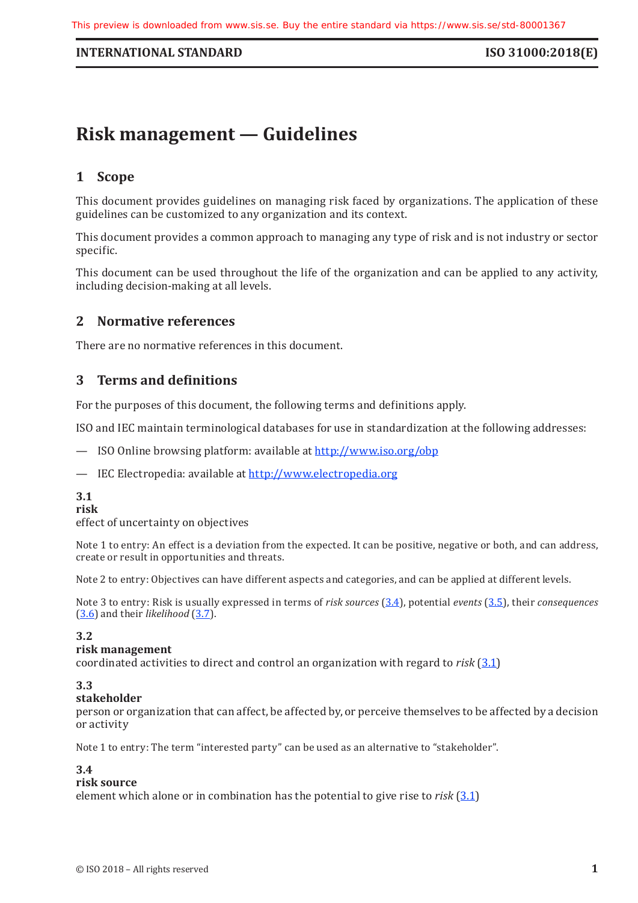# Risk management — Guidelines

## 1 Scope

This document provides guidelines on managing risk faced by organizations. The application of these guidelines can be customized to any organization and its context.

This document provides a common approach to managing any type of risk and is not industry or sector specific.

This document can be used throughout the life of the organization and can be applied to any activity, including decision-making at all levels.

## 2 Normative references

There are no normative references in this document.

## 3 Terms and definitions

For the purposes of this document, the following terms and definitions apply.

ISO and IEC maintain terminological databases for use in standardization at the following addresses:

— ISO Online browsing platform: available at http://www.iso.org/obp

— IEC Electropedia: available at http://www.electropedia.org

**3.1**
**risk**
effect of uncertainty on objectives

Note 1 to entry: An effect is a deviation from the expected. It can be positive, negative or both, and can address, create or result in opportunities and threats.

Note 2 to entry: Objectives can have different aspects and categories, and can be applied at different levels.

Note 3 to entry: Risk is usually expressed in terms of *risk sources* (3.4), potential *events* (3.5), their *consequences* (3.6) and their *likelihood* (3.7).

**3.2**
**risk management**
coordinated activities to direct and control an organization with regard to *risk* (3.1)

**3.3**
**stakeholder**
person or organization that can affect, be affected by, or perceive themselves to be affected by a decision or activity

Note 1 to entry: The term "interested party" can be used as an alternative to "stakeholder".

**3.4**
**risk source**
element which alone or in combination has the potential to give rise to *risk* (3.1)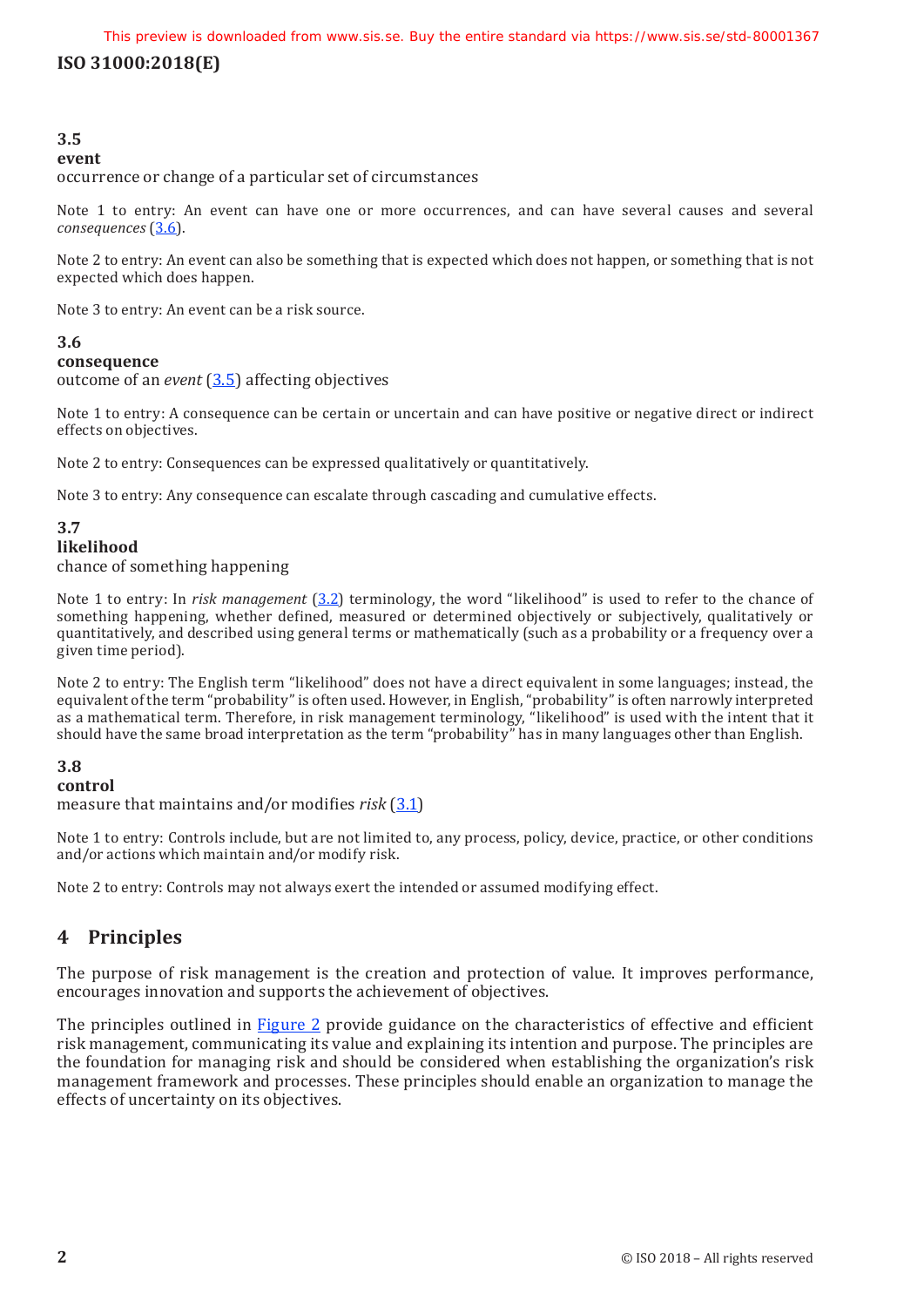### 3.5
**event**

occurrence or change of a particular set of circumstances

Note 1 to entry: An event can have one or more occurrences, and can have several causes and several *consequences* (3.6).

Note 2 to entry: An event can also be something that is expected which does not happen, or something that is not expected which does happen.

Note 3 to entry: An event can be a risk source.

### 3.6
**consequence**

outcome of an *event* (3.5) affecting objectives

Note 1 to entry: A consequence can be certain or uncertain and can have positive or negative direct or indirect effects on objectives.

Note 2 to entry: Consequences can be expressed qualitatively or quantitatively.

Note 3 to entry: Any consequence can escalate through cascading and cumulative effects.

### 3.7
**likelihood**

chance of something happening

Note 1 to entry: In *risk management* (3.2) terminology, the word "likelihood" is used to refer to the chance of something happening, whether defined, measured or determined objectively or subjectively, qualitatively or quantitatively, and described using general terms or mathematically (such as a probability or a frequency over a given time period).

Note 2 to entry: The English term "likelihood" does not have a direct equivalent in some languages; instead, the equivalent of the term "probability" is often used. However, in English, "probability" is often narrowly interpreted as a mathematical term. Therefore, in risk management terminology, "likelihood" is used with the intent that it should have the same broad interpretation as the term "probability" has in many languages other than English.

### 3.8
**control**

measure that maintains and/or modifies *risk* (3.1)

Note 1 to entry: Controls include, but are not limited to, any process, policy, device, practice, or other conditions and/or actions which maintain and/or modify risk.

Note 2 to entry: Controls may not always exert the intended or assumed modifying effect.

## 4 Principles

The purpose of risk management is the creation and protection of value. It improves performance, encourages innovation and supports the achievement of objectives.

The principles outlined in Figure 2 provide guidance on the characteristics of effective and efficient risk management, communicating its value and explaining its intention and purpose. The principles are the foundation for managing risk and should be considered when establishing the organization's risk management framework and processes. These principles should enable an organization to manage the effects of uncertainty on its objectives.